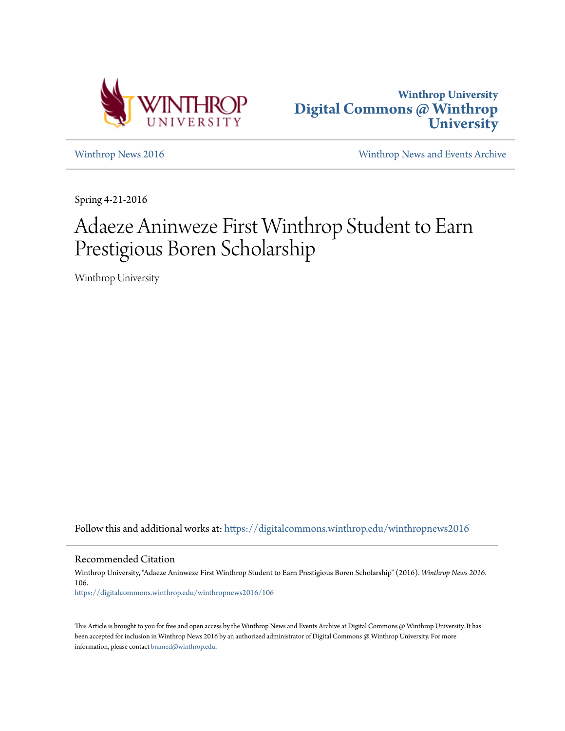Winthrop University

# Digital Commons @ Winthrop University

Winthrop News 2016

Winthrop News and Events Archive

Spring 4-21-2016

# Adaeze Aninweze First Winthrop Student to Earn Prestigious Boren Scholarship

Winthrop University

Follow this and additional works at: https://digitalcommons.winthrop.edu/winthropnews2016

## Recommended Citation

Winthrop University, "Adaeze Aninweze First Winthrop Student to Earn Prestigious Boren Scholarship" (2016). *Winthrop News 2016*. 106.
https://digitalcommons.winthrop.edu/winthropnews2016/106

This Article is brought to you for free and open access by the Winthrop News and Events Archive at Digital Commons @ Winthrop University. It has been accepted for inclusion in Winthrop News 2016 by an authorized administrator of Digital Commons @ Winthrop University. For more information, please contact bramed@winthrop.edu.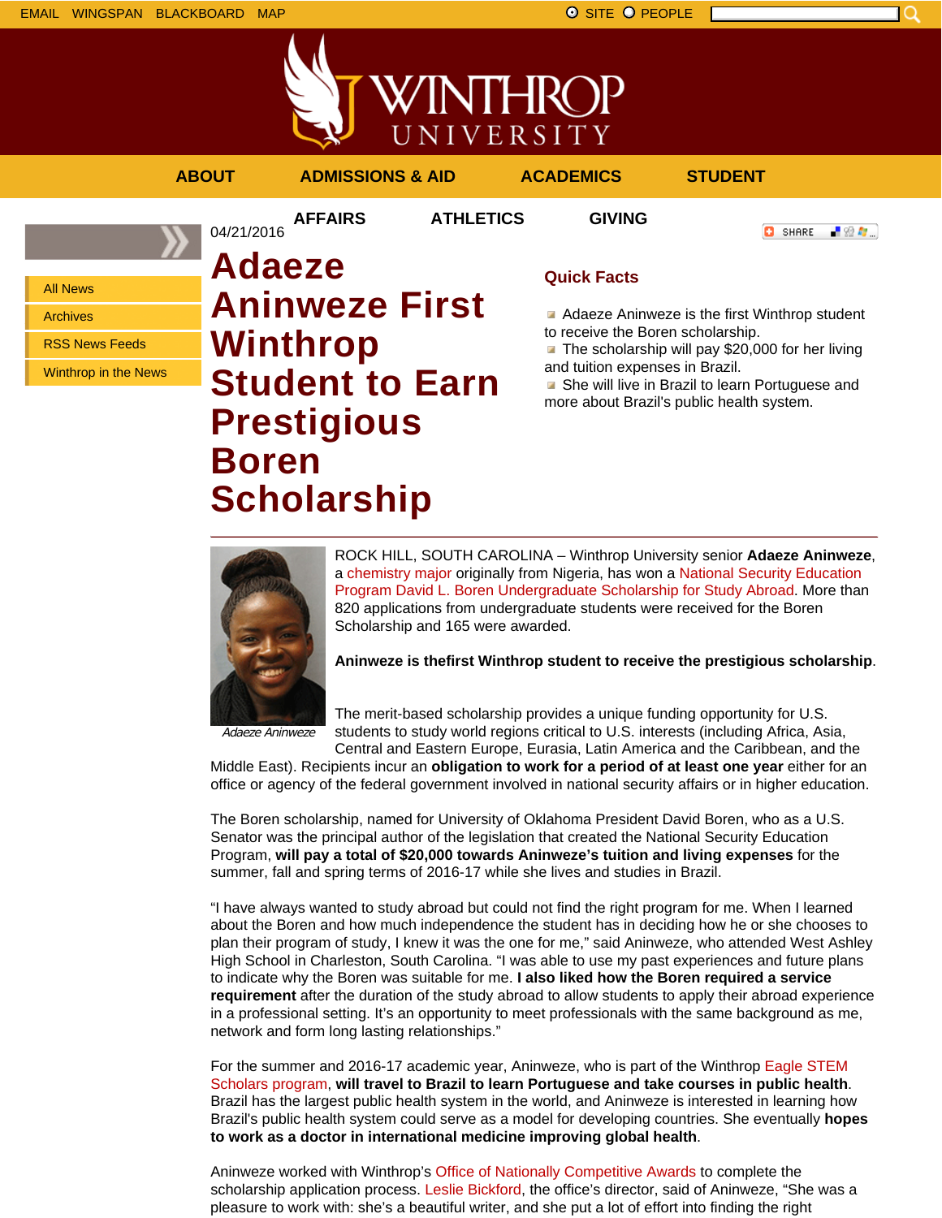EMAIL WINGSPAN BLACKBOARD MAP

SITE PEOPLE

WINTHROP UNIVERSITY

ABOUT ADMISSIONS & AID ACADEMICS STUDENT AFFAIRS ATHLETICS GIVING

- All News
- Archives
- RSS News Feeds
- Winthrop in the News

04/21/2016

# Adaeze Aninweze First Winthrop Student to Earn Prestigious Boren Scholarship

## Quick Facts

- Adaeze Aninweze is the first Winthrop student to receive the Boren scholarship.
- The scholarship will pay $20,000 for her living and tuition expenses in Brazil.
- She will live in Brazil to learn Portuguese and more about Brazil's public health system.

*Adaeze Aninweze*

ROCK HILL, SOUTH CAROLINA – Winthrop University senior **Adaeze Aninweze**, a chemistry major originally from Nigeria, has won a National Security Education Program David L. Boren Undergraduate Scholarship for Study Abroad. More than 820 applications from undergraduate students were received for the Boren Scholarship and 165 were awarded.

**Aninweze is thefirst Winthrop student to receive the prestigious scholarship**.

The merit-based scholarship provides a unique funding opportunity for U.S. students to study world regions critical to U.S. interests (including Africa, Asia, Central and Eastern Europe, Eurasia, Latin America and the Caribbean, and the Middle East). Recipients incur an **obligation to work for a period of at least one year** either for an office or agency of the federal government involved in national security affairs or in higher education.

The Boren scholarship, named for University of Oklahoma President David Boren, who as a U.S. Senator was the principal author of the legislation that created the National Security Education Program, **will pay a total of $20,000 towards Aninweze's tuition and living expenses** for the summer, fall and spring terms of 2016-17 while she lives and studies in Brazil.

"I have always wanted to study abroad but could not find the right program for me. When I learned about the Boren and how much independence the student has in deciding how he or she chooses to plan their program of study, I knew it was the one for me," said Aninweze, who attended West Ashley High School in Charleston, South Carolina. "I was able to use my past experiences and future plans to indicate why the Boren was suitable for me. **I also liked how the Boren required a service requirement** after the duration of the study abroad to allow students to apply their abroad experience in a professional setting. It's an opportunity to meet professionals with the same background as me, network and form long lasting relationships."

For the summer and 2016-17 academic year, Aninweze, who is part of the Winthrop Eagle STEM Scholars program, **will travel to Brazil to learn Portuguese and take courses in public health**. Brazil has the largest public health system in the world, and Aninweze is interested in learning how Brazil's public health system could serve as a model for developing countries. She eventually **hopes to work as a doctor in international medicine improving global health**.

Aninweze worked with Winthrop's Office of Nationally Competitive Awards to complete the scholarship application process. Leslie Bickford, the office's director, said of Aninweze, "She was a pleasure to work with: she's a beautiful writer, and she put a lot of effort into finding the right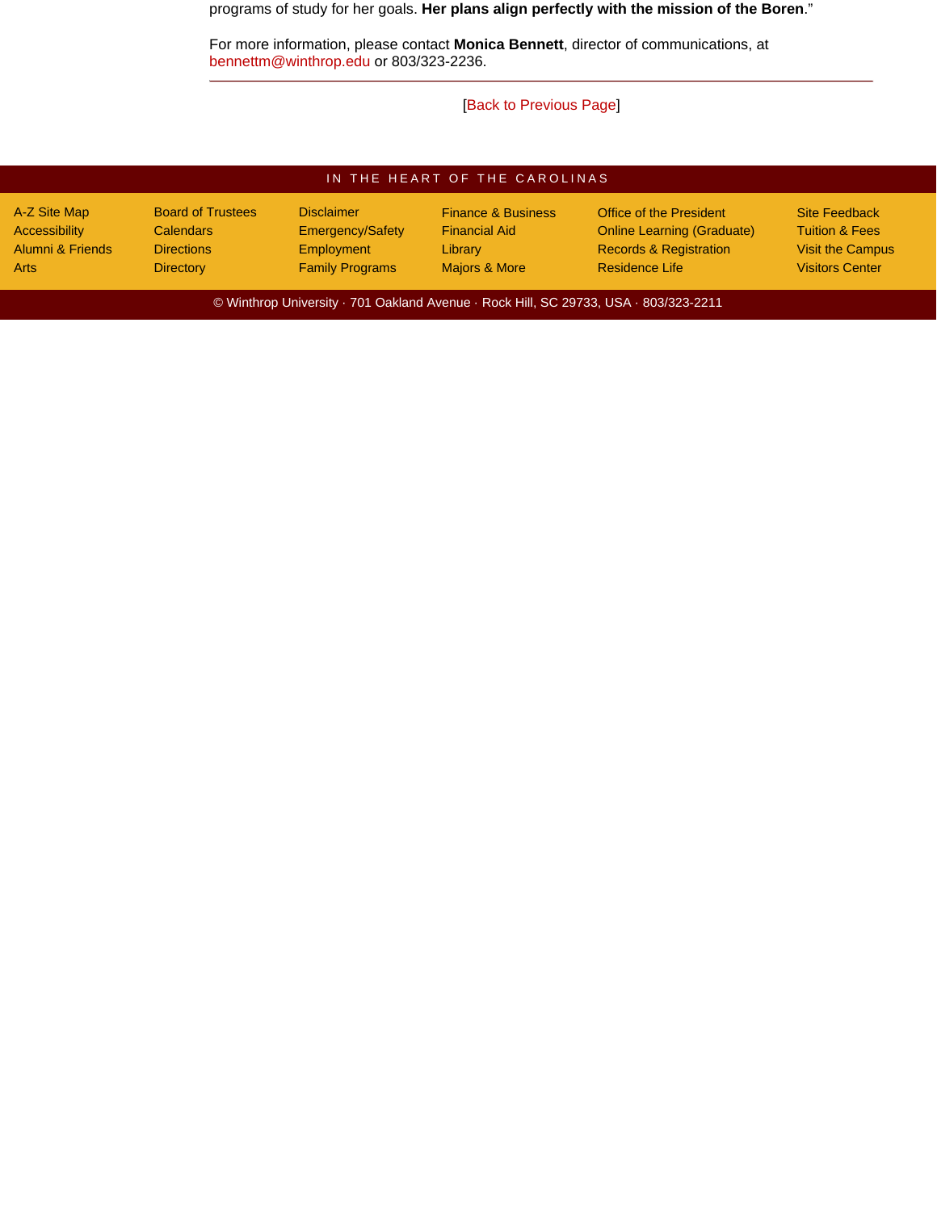programs of study for her goals. **Her plans align perfectly with the mission of the Boren**."

For more information, please contact **Monica Bennett**, director of communications, at bennettm@winthrop.edu or 803/323-2236.

---

[Back to Previous Page]

IN THE HEART OF THE CAROLINAS

A-Z Site Map
Accessibility
Alumni & Friends
Arts
Board of Trustees
Calendars
Directions
Directory
Disclaimer
Emergency/Safety
Employment
Family Programs
Finance & Business
Financial Aid
Library
Majors & More
Office of the President
Online Learning (Graduate)
Records & Registration
Residence Life
Site Feedback
Tuition & Fees
Visit the Campus
Visitors Center

© Winthrop University · 701 Oakland Avenue · Rock Hill, SC 29733, USA · 803/323-2211